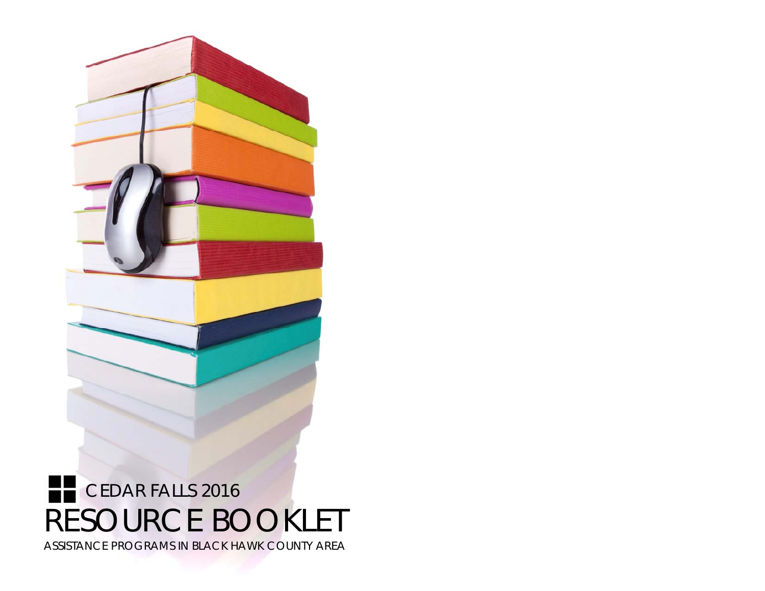CEDAR FALLS 2016

# RESOURCE BOOKLET

ASSISTANCE PROGRAMS IN BLACK HAWK COUNTY AREA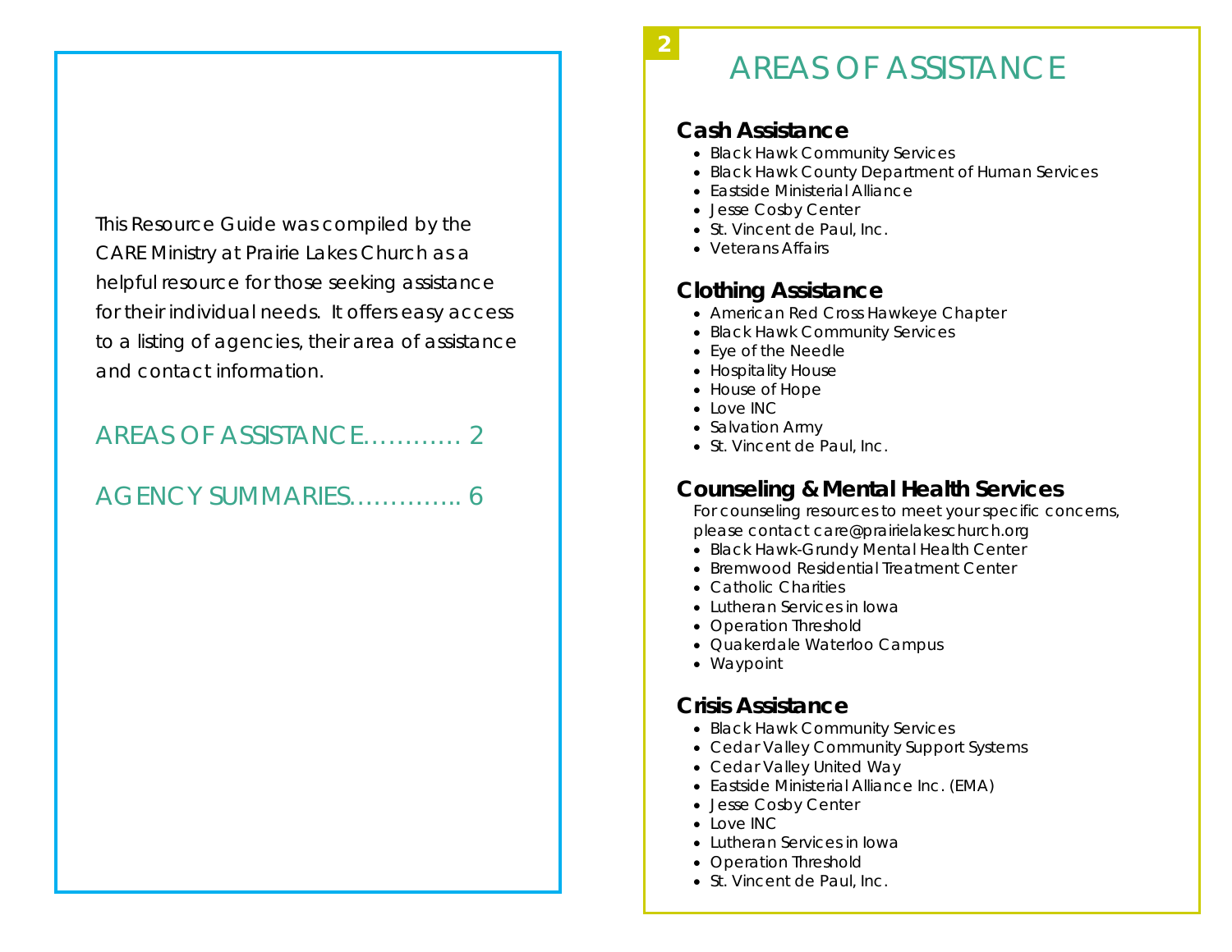This Resource Guide was compiled by the CARE Ministry at Prairie Lakes Church as a helpful resource for those seeking assistance for their individual needs. It offers easy access to a listing of agencies, their area of assistance and contact information.

AREAS OF ASSISTANCE………… 2

AGENCY SUMMARIES………….. 6

# AREAS OF ASSISTANCE

## Cash Assistance

- Black Hawk Community Services
- Black Hawk County Department of Human Services
- Eastside Ministerial Alliance
- Jesse Cosby Center
- St. Vincent de Paul, Inc.
- Veterans Affairs

## Clothing Assistance

- American Red Cross Hawkeye Chapter
- Black Hawk Community Services
- Eye of the Needle
- Hospitality House
- House of Hope
- Love INC
- Salvation Army
- St. Vincent de Paul, Inc.

## Counseling & Mental Health Services

For counseling resources to meet your specific concerns, please contact care@prairielakeschurch.org

- Black Hawk-Grundy Mental Health Center
- Bremwood Residential Treatment Center
- Catholic Charities
- Lutheran Services in Iowa
- Operation Threshold
- Quakerdale Waterloo Campus
- Waypoint

## Crisis Assistance

- Black Hawk Community Services
- Cedar Valley Community Support Systems
- Cedar Valley United Way
- Eastside Ministerial Alliance Inc. (EMA)
- Jesse Cosby Center
- Love INC
- Lutheran Services in Iowa
- Operation Threshold
- St. Vincent de Paul, Inc.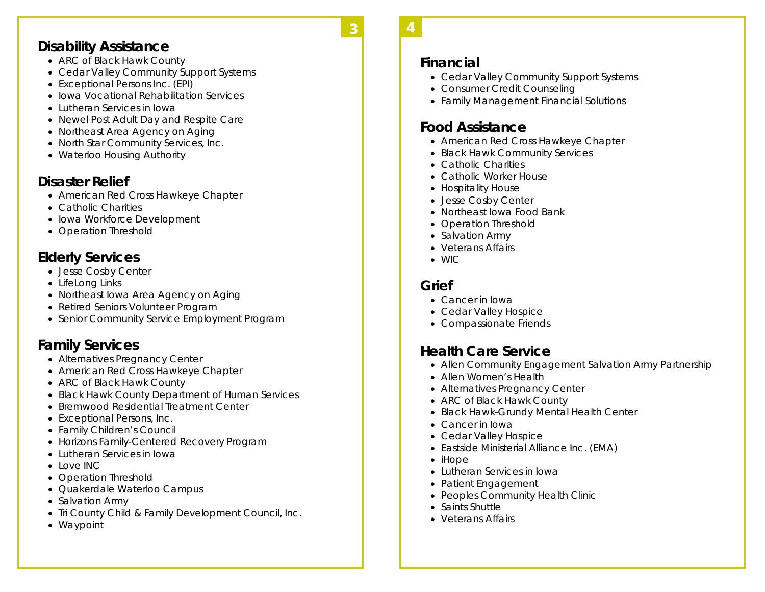## Disability Assistance

- ARC of Black Hawk County
- Cedar Valley Community Support Systems
- Exceptional Persons Inc. (EPI)
- Iowa Vocational Rehabilitation Services
- Lutheran Services in Iowa
- Newel Post Adult Day and Respite Care
- Northeast Area Agency on Aging
- North Star Community Services, Inc.
- Waterloo Housing Authority

## Disaster Relief

- American Red Cross Hawkeye Chapter
- Catholic Charities
- Iowa Workforce Development
- Operation Threshold

## Elderly Services

- Jesse Cosby Center
- LifeLong Links
- Northeast Iowa Area Agency on Aging
- Retired Seniors Volunteer Program
- Senior Community Service Employment Program

## Family Services

- Alternatives Pregnancy Center
- American Red Cross Hawkeye Chapter
- ARC of Black Hawk County
- Black Hawk County Department of Human Services
- Bremwood Residential Treatment Center
- Exceptional Persons, Inc.
- Family Children's Council
- Horizons Family-Centered Recovery Program
- Lutheran Services in Iowa
- Love INC
- Operation Threshold
- Quakerdale Waterloo Campus
- Salvation Army
- Tri County Child & Family Development Council, Inc.
- Waypoint

## Financial

- Cedar Valley Community Support Systems
- Consumer Credit Counseling
- Family Management Financial Solutions

## Food Assistance

- American Red Cross Hawkeye Chapter
- Black Hawk Community Services
- Catholic Charities
- Catholic Worker House
- Hospitality House
- Jesse Cosby Center
- Northeast Iowa Food Bank
- Operation Threshold
- Salvation Army
- Veterans Affairs
- WIC

## Grief

- Cancer in Iowa
- Cedar Valley Hospice
- Compassionate Friends

## Health Care Service

- Allen Community Engagement Salvation Army Partnership
- Allen Women's Health
- Alternatives Pregnancy Center
- ARC of Black Hawk County
- Black Hawk-Grundy Mental Health Center
- Cancer in Iowa
- Cedar Valley Hospice
- Eastside Ministerial Alliance Inc. (EMA)
- iHope
- Lutheran Services in Iowa
- Patient Engagement
- Peoples Community Health Clinic
- Saints Shuttle
- Veterans Affairs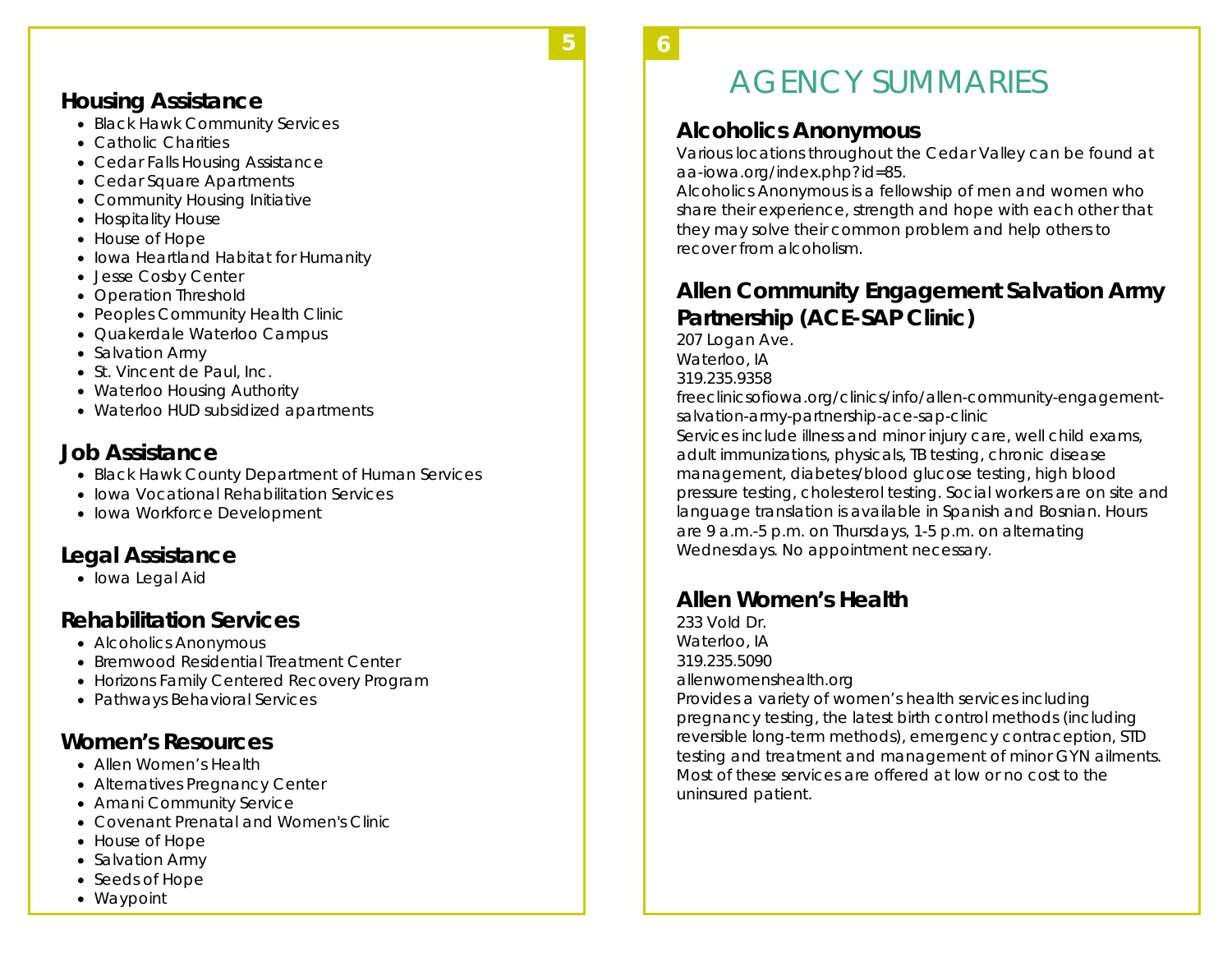## Housing Assistance

- Black Hawk Community Services
- Catholic Charities
- Cedar Falls Housing Assistance
- Cedar Square Apartments
- Community Housing Initiative
- Hospitality House
- House of Hope
- Iowa Heartland Habitat for Humanity
- Jesse Cosby Center
- Operation Threshold
- Peoples Community Health Clinic
- Quakerdale Waterloo Campus
- Salvation Army
- St. Vincent de Paul, Inc.
- Waterloo Housing Authority
- Waterloo HUD subsidized apartments

## Job Assistance

- Black Hawk County Department of Human Services
- Iowa Vocational Rehabilitation Services
- Iowa Workforce Development

## Legal Assistance

- Iowa Legal Aid

## Rehabilitation Services

- Alcoholics Anonymous
- Bremwood Residential Treatment Center
- Horizons Family Centered Recovery Program
- Pathways Behavioral Services

## Women's Resources

- Allen Women's Health
- Alternatives Pregnancy Center
- Amani Community Service
- Covenant Prenatal and Women's Clinic
- House of Hope
- Salvation Army
- Seeds of Hope
- Waypoint

# AGENCY SUMMARIES

## Alcoholics Anonymous

Various locations throughout the Cedar Valley can be found at aa-iowa.org/index.php?id=85.
Alcoholics Anonymous is a fellowship of men and women who share their experience, strength and hope with each other that they may solve their common problem and help others to recover from alcoholism.

## Allen Community Engagement Salvation Army Partnership (ACE-SAP Clinic)

207 Logan Ave.
Waterloo, IA
319.235.9358
freeclinicsofiowa.org/clinics/info/allen-community-engagement-salvation-army-partnership-ace-sap-clinic
Services include illness and minor injury care, well child exams, adult immunizations, physicals, TB testing, chronic disease management, diabetes/blood glucose testing, high blood pressure testing, cholesterol testing. Social workers are on site and language translation is available in Spanish and Bosnian. Hours are 9 a.m.-5 p.m. on Thursdays, 1-5 p.m. on alternating Wednesdays. No appointment necessary.

## Allen Women's Health

233 Vold Dr.
Waterloo, IA
319.235.5090
allenwomenshealth.org
Provides a variety of women's health services including pregnancy testing, the latest birth control methods (including reversible long-term methods), emergency contraception, STD testing and treatment and management of minor GYN ailments. Most of these services are offered at low or no cost to the uninsured patient.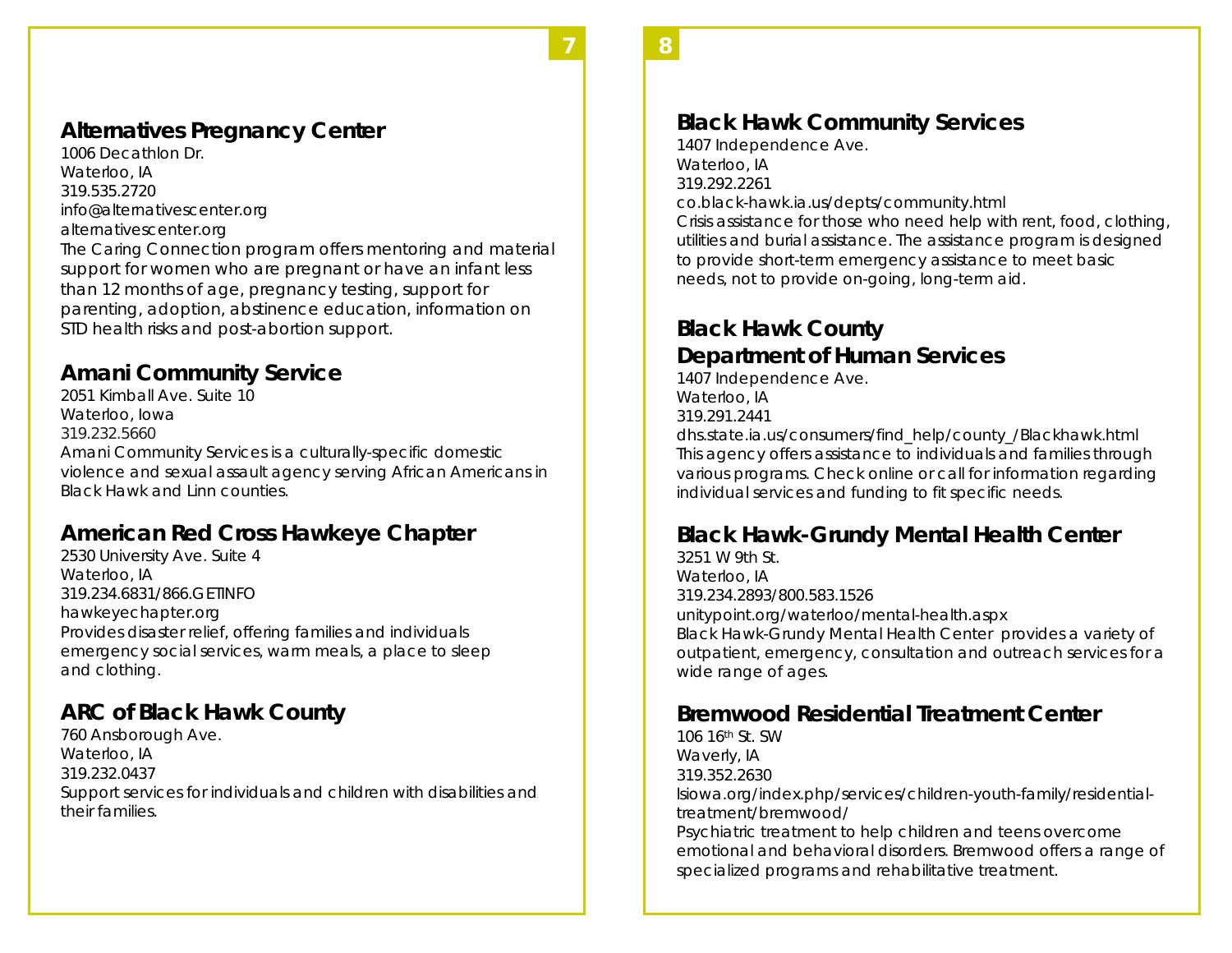## Alternatives Pregnancy Center

1006 Decathlon Dr.
Waterloo, IA
319.535.2720
info@alternativescenter.org
alternativescenter.org
The Caring Connection program offers mentoring and material support for women who are pregnant or have an infant less than 12 months of age, pregnancy testing, support for parenting, adoption, abstinence education, information on STD health risks and post-abortion support.

## Amani Community Service

2051 Kimball Ave. Suite 10
Waterloo, Iowa
319.232.5660
Amani Community Services is a culturally-specific domestic violence and sexual assault agency serving African Americans in Black Hawk and Linn counties.

## American Red Cross Hawkeye Chapter

2530 University Ave. Suite 4
Waterloo, IA
319.234.6831/866.GETINFO
hawkeyechapter.org
Provides disaster relief, offering families and individuals emergency social services, warm meals, a place to sleep and clothing.

## ARC of Black Hawk County

760 Ansborough Ave.
Waterloo, IA
319.232.0437
Support services for individuals and children with disabilities and their families.

## Black Hawk Community Services

1407 Independence Ave.
Waterloo, IA
319.292.2261
co.black-hawk.ia.us/depts/community.html
Crisis assistance for those who need help with rent, food, clothing, utilities and burial assistance. The assistance program is designed to provide short-term emergency assistance to meet basic needs, not to provide on-going, long-term aid.

## Black Hawk County Department of Human Services

1407 Independence Ave.
Waterloo, IA
319.291.2441
dhs.state.ia.us/consumers/find_help/county_/Blackhawk.html
This agency offers assistance to individuals and families through various programs. Check online or call for information regarding individual services and funding to fit specific needs.

## Black Hawk-Grundy Mental Health Center

3251 W 9th St.
Waterloo, IA
319.234.2893/800.583.1526
unitypoint.org/waterloo/mental-health.aspx
Black Hawk-Grundy Mental Health Center provides a variety of outpatient, emergency, consultation and outreach services for a wide range of ages.

## Bremwood Residential Treatment Center

106 16th St. SW
Waverly, IA
319.352.2630
lsiowa.org/index.php/services/children-youth-family/residential-treatment/bremwood/
Psychiatric treatment to help children and teens overcome emotional and behavioral disorders. Bremwood offers a range of specialized programs and rehabilitative treatment.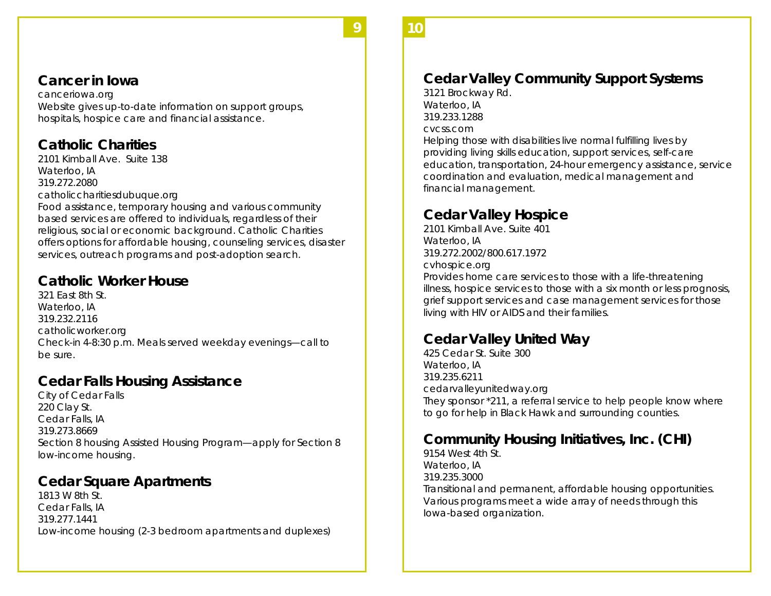## Cancer in Iowa

canceriowa.org
Website gives up-to-date information on support groups, hospitals, hospice care and financial assistance.

## Catholic Charities

2101 Kimball Ave. Suite 138
Waterloo, IA
319.272.2080
catholiccharitiesdubuque.org
Food assistance, temporary housing and various community based services are offered to individuals, regardless of their religious, social or economic background. Catholic Charities offers options for affordable housing, counseling services, disaster services, outreach programs and post-adoption search.

## Catholic Worker House

321 East 8th St.
Waterloo, IA
319.232.2116
catholicworker.org
Check-in 4-8:30 p.m. Meals served weekday evenings—call to be sure.

## Cedar Falls Housing Assistance

City of Cedar Falls
220 Clay St.
Cedar Falls, IA
319.273.8669
Section 8 housing Assisted Housing Program—apply for Section 8 low-income housing.

## Cedar Square Apartments

1813 W 8th St.
Cedar Falls, IA
319.277.1441
Low-income housing (2-3 bedroom apartments and duplexes)

## Cedar Valley Community Support Systems

3121 Brockway Rd.
Waterloo, IA
319.233.1288
cvcss.com
Helping those with disabilities live normal fulfilling lives by providing living skills education, support services, self-care education, transportation, 24-hour emergency assistance, service coordination and evaluation, medical management and financial management.

## Cedar Valley Hospice

2101 Kimball Ave. Suite 401
Waterloo, IA
319.272.2002/800.617.1972
cvhospice.org
Provides home care services to those with a life-threatening illness, hospice services to those with a six month or less prognosis, grief support services and case management services for those living with HIV or AIDS and their families.

## Cedar Valley United Way

425 Cedar St. Suite 300
Waterloo, IA
319.235.6211
cedarvalleyunitedway.org
They sponsor *211, a referral service to help people know where to go for help in Black Hawk and surrounding counties.

## Community Housing Initiatives, Inc. (CHI)

9154 West 4th St.
Waterloo, IA
319.235.3000
Transitional and permanent, affordable housing opportunities. Various programs meet a wide array of needs through this Iowa-based organization.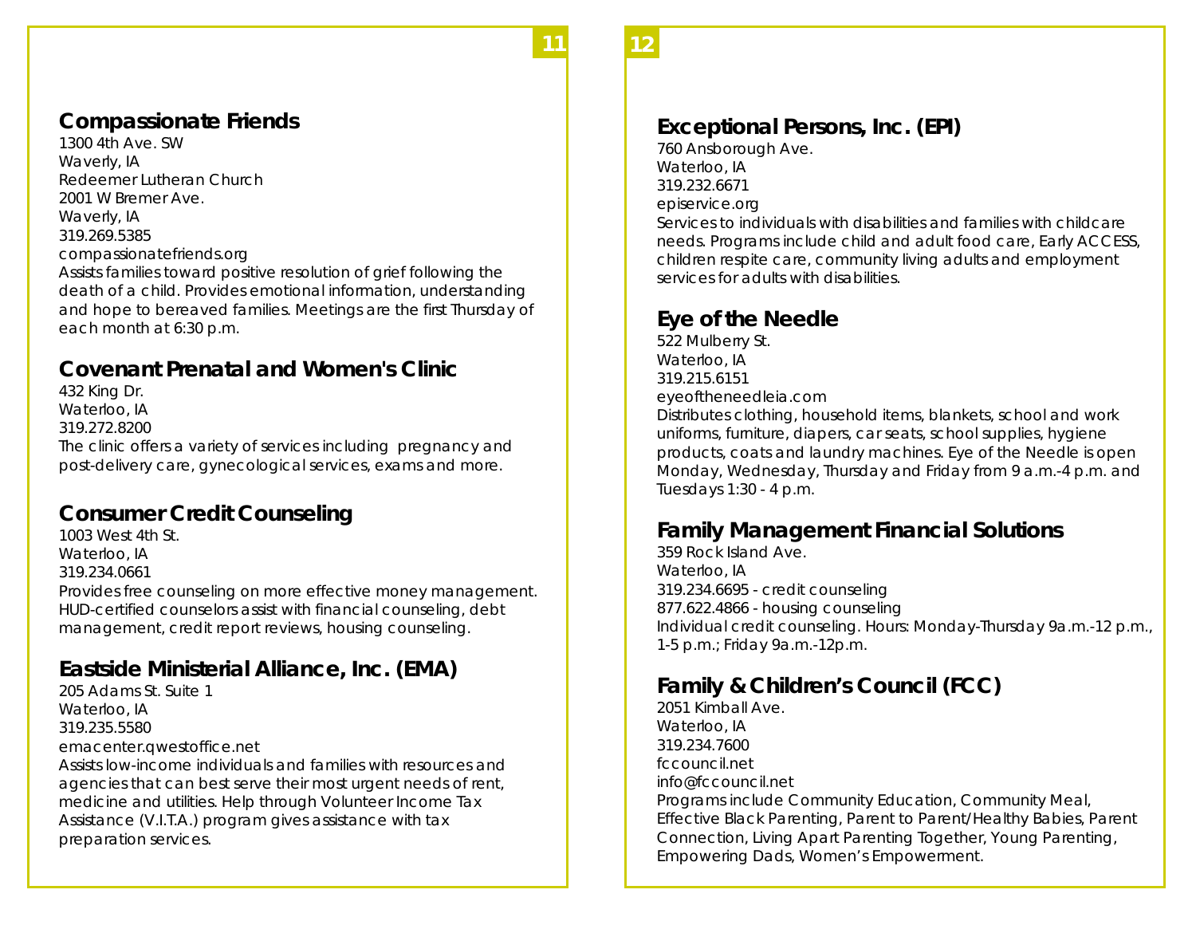## Compassionate Friends

1300 4th Ave. SW
Waverly, IA
Redeemer Lutheran Church
2001 W Bremer Ave.
Waverly, IA
319.269.5385
compassionatefriends.org
Assists families toward positive resolution of grief following the death of a child. Provides emotional information, understanding and hope to bereaved families. Meetings are the first Thursday of each month at 6:30 p.m.

## Covenant Prenatal and Women's Clinic

432 King Dr.
Waterloo, IA
319.272.8200
The clinic offers a variety of services including pregnancy and post-delivery care, gynecological services, exams and more.

## Consumer Credit Counseling

1003 West 4th St.
Waterloo, IA
319.234.0661
Provides free counseling on more effective money management. HUD-certified counselors assist with financial counseling, debt management, credit report reviews, housing counseling.

## Eastside Ministerial Alliance, Inc. (EMA)

205 Adams St. Suite 1
Waterloo, IA
319.235.5580
emacenter.qwestoffice.net
Assists low-income individuals and families with resources and agencies that can best serve their most urgent needs of rent, medicine and utilities. Help through Volunteer Income Tax Assistance (V.I.T.A.) program gives assistance with tax preparation services.

## Exceptional Persons, Inc. (EPI)

760 Ansborough Ave.
Waterloo, IA
319.232.6671
episervice.org
Services to individuals with disabilities and families with childcare needs. Programs include child and adult food care, Early ACCESS, children respite care, community living adults and employment services for adults with disabilities.

## Eye of the Needle

522 Mulberry St.
Waterloo, IA
319.215.6151
eyeoftheneedleia.com
Distributes clothing, household items, blankets, school and work uniforms, furniture, diapers, car seats, school supplies, hygiene products, coats and laundry machines. Eye of the Needle is open Monday, Wednesday, Thursday and Friday from 9 a.m.-4 p.m. and Tuesdays 1:30 - 4 p.m.

## Family Management Financial Solutions

359 Rock Island Ave.
Waterloo, IA
319.234.6695 - credit counseling
877.622.4866 - housing counseling
Individual credit counseling. Hours: Monday-Thursday 9a.m.-12 p.m., 1-5 p.m.; Friday 9a.m.-12p.m.

## Family & Children's Council (FCC)

2051 Kimball Ave.
Waterloo, IA
319.234.7600
fccouncil.net
info@fccouncil.net
Programs include Community Education, Community Meal, Effective Black Parenting, Parent to Parent/Healthy Babies, Parent Connection, Living Apart Parenting Together, Young Parenting, Empowering Dads, Women's Empowerment.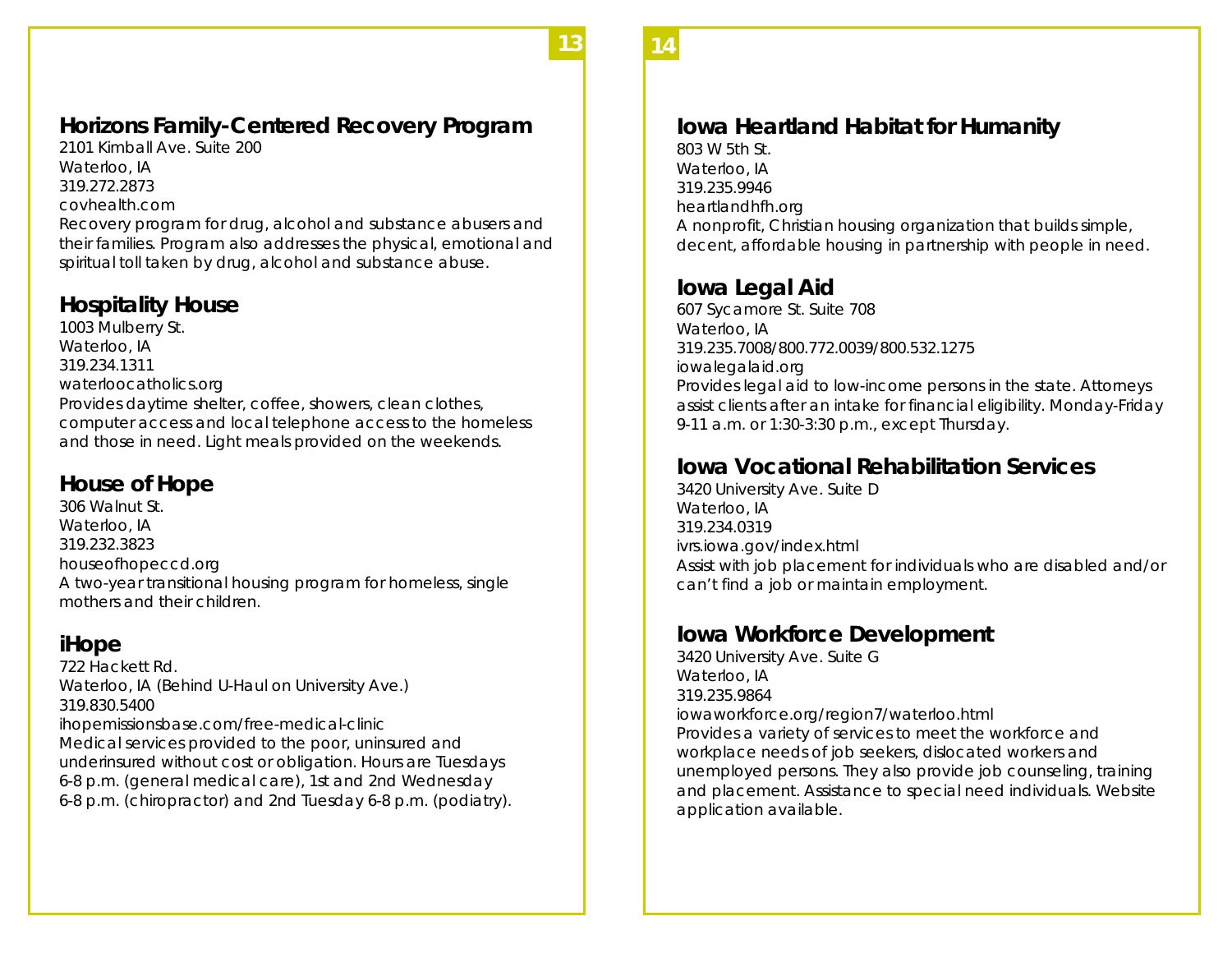## Horizons Family-Centered Recovery Program

2101 Kimball Ave. Suite 200
Waterloo, IA
319.272.2873
covhealth.com
Recovery program for drug, alcohol and substance abusers and their families. Program also addresses the physical, emotional and spiritual toll taken by drug, alcohol and substance abuse.

## Hospitality House

1003 Mulberry St.
Waterloo, IA
319.234.1311
waterloocatholics.org
Provides daytime shelter, coffee, showers, clean clothes, computer access and local telephone access to the homeless and those in need. Light meals provided on the weekends.

## House of Hope

306 Walnut St.
Waterloo, IA
319.232.3823
houseofhopeccd.org
A two-year transitional housing program for homeless, single mothers and their children.

## iHope

722 Hackett Rd.
Waterloo, IA (Behind U-Haul on University Ave.)
319.830.5400
ihopemissionsbase.com/free-medical-clinic
Medical services provided to the poor, uninsured and underinsured without cost or obligation. Hours are Tuesdays 6-8 p.m. (general medical care), 1st and 2nd Wednesday 6-8 p.m. (chiropractor) and 2nd Tuesday 6-8 p.m. (podiatry).

## Iowa Heartland Habitat for Humanity

803 W 5th St.
Waterloo, IA
319.235.9946
heartlandhfh.org
A nonprofit, Christian housing organization that builds simple, decent, affordable housing in partnership with people in need.

## Iowa Legal Aid

607 Sycamore St. Suite 708
Waterloo, IA
319.235.7008/800.772.0039/800.532.1275
iowalegalaid.org
Provides legal aid to low-income persons in the state. Attorneys assist clients after an intake for financial eligibility. Monday-Friday 9-11 a.m. or 1:30-3:30 p.m., except Thursday.

## Iowa Vocational Rehabilitation Services

3420 University Ave. Suite D
Waterloo, IA
319.234.0319
ivrs.iowa.gov/index.html
Assist with job placement for individuals who are disabled and/or can't find a job or maintain employment.

## Iowa Workforce Development

3420 University Ave. Suite G
Waterloo, IA
319.235.9864
iowaworkforce.org/region7/waterloo.html
Provides a variety of services to meet the workforce and workplace needs of job seekers, dislocated workers and unemployed persons. They also provide job counseling, training and placement. Assistance to special need individuals. Website application available.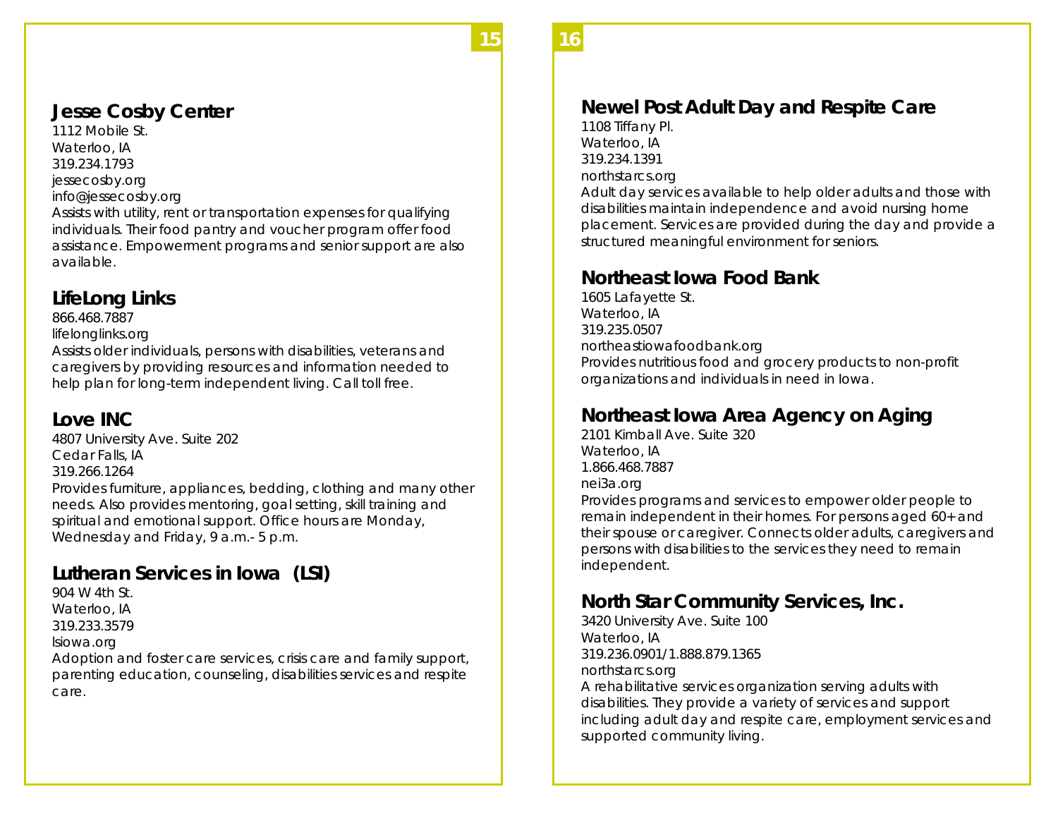## Jesse Cosby Center

1112 Mobile St.
Waterloo, IA
319.234.1793
jessecosby.org
info@jessecosby.org

Assists with utility, rent or transportation expenses for qualifying individuals. Their food pantry and voucher program offer food assistance. Empowerment programs and senior support are also available.

## LifeLong Links

866.468.7887
lifelonglinks.org

Assists older individuals, persons with disabilities, veterans and caregivers by providing resources and information needed to help plan for long-term independent living. Call toll free.

## Love INC

4807 University Ave. Suite 202
Cedar Falls, IA
319.266.1264

Provides furniture, appliances, bedding, clothing and many other needs. Also provides mentoring, goal setting, skill training and spiritual and emotional support. Office hours are Monday, Wednesday and Friday, 9 a.m.- 5 p.m.

## Lutheran Services in Iowa (LSI)

904 W 4th St.
Waterloo, IA
319.233.3579
lsiowa.org

Adoption and foster care services, crisis care and family support, parenting education, counseling, disabilities services and respite care.

## Newel Post Adult Day and Respite Care

1108 Tiffany Pl.
Waterloo, IA
319.234.1391
northstarcs.org

Adult day services available to help older adults and those with disabilities maintain independence and avoid nursing home placement. Services are provided during the day and provide a structured meaningful environment for seniors.

## Northeast Iowa Food Bank

1605 Lafayette St.
Waterloo, IA
319.235.0507
northeastiowafoodbank.org

Provides nutritious food and grocery products to non-profit organizations and individuals in need in Iowa.

## Northeast Iowa Area Agency on Aging

2101 Kimball Ave. Suite 320
Waterloo, IA
1.866.468.7887
nei3a.org

Provides programs and services to empower older people to remain independent in their homes. For persons aged 60+ and their spouse or caregiver. Connects older adults, caregivers and persons with disabilities to the services they need to remain independent.

## North Star Community Services, Inc.

3420 University Ave. Suite 100
Waterloo, IA
319.236.0901/1.888.879.1365
northstarcs.org

A rehabilitative services organization serving adults with disabilities. They provide a variety of services and support including adult day and respite care, employment services and supported community living.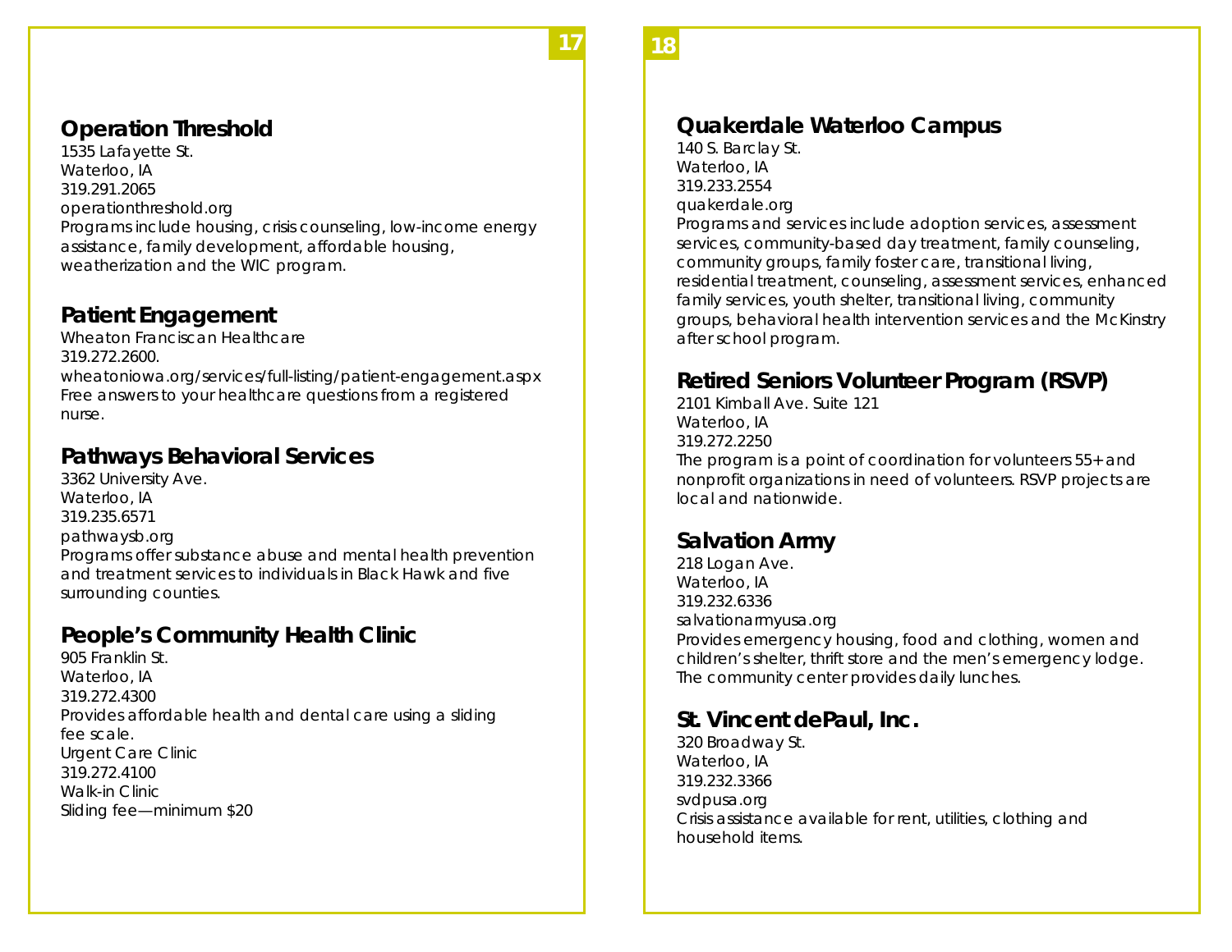## Operation Threshold

1535 Lafayette St.
Waterloo, IA
319.291.2065
operationthreshold.org
Programs include housing, crisis counseling, low-income energy assistance, family development, affordable housing, weatherization and the WIC program.

## Patient Engagement

Wheaton Franciscan Healthcare
319.272.2600.
wheatoniowa.org/services/full-listing/patient-engagement.aspx
Free answers to your healthcare questions from a registered nurse.

## Pathways Behavioral Services

3362 University Ave.
Waterloo, IA
319.235.6571
pathwaysb.org
Programs offer substance abuse and mental health prevention and treatment services to individuals in Black Hawk and five surrounding counties.

## People's Community Health Clinic

905 Franklin St.
Waterloo, IA
319.272.4300
Provides affordable health and dental care using a sliding fee scale.
Urgent Care Clinic
319.272.4100
Walk-in Clinic
Sliding fee—minimum $20

## Quakerdale Waterloo Campus

140 S. Barclay St.
Waterloo, IA
319.233.2554
quakerdale.org
Programs and services include adoption services, assessment services, community-based day treatment, family counseling, community groups, family foster care, transitional living, residential treatment, counseling, assessment services, enhanced family services, youth shelter, transitional living, community groups, behavioral health intervention services and the McKinstry after school program.

## Retired Seniors Volunteer Program (RSVP)

2101 Kimball Ave. Suite 121
Waterloo, IA
319.272.2250
The program is a point of coordination for volunteers 55+ and nonprofit organizations in need of volunteers. RSVP projects are local and nationwide.

## Salvation Army

218 Logan Ave.
Waterloo, IA
319.232.6336
salvationarmyusa.org
Provides emergency housing, food and clothing, women and children's shelter, thrift store and the men's emergency lodge. The community center provides daily lunches.

## St. Vincent dePaul, Inc.

320 Broadway St.
Waterloo, IA
319.232.3366
svdpusa.org
Crisis assistance available for rent, utilities, clothing and household items.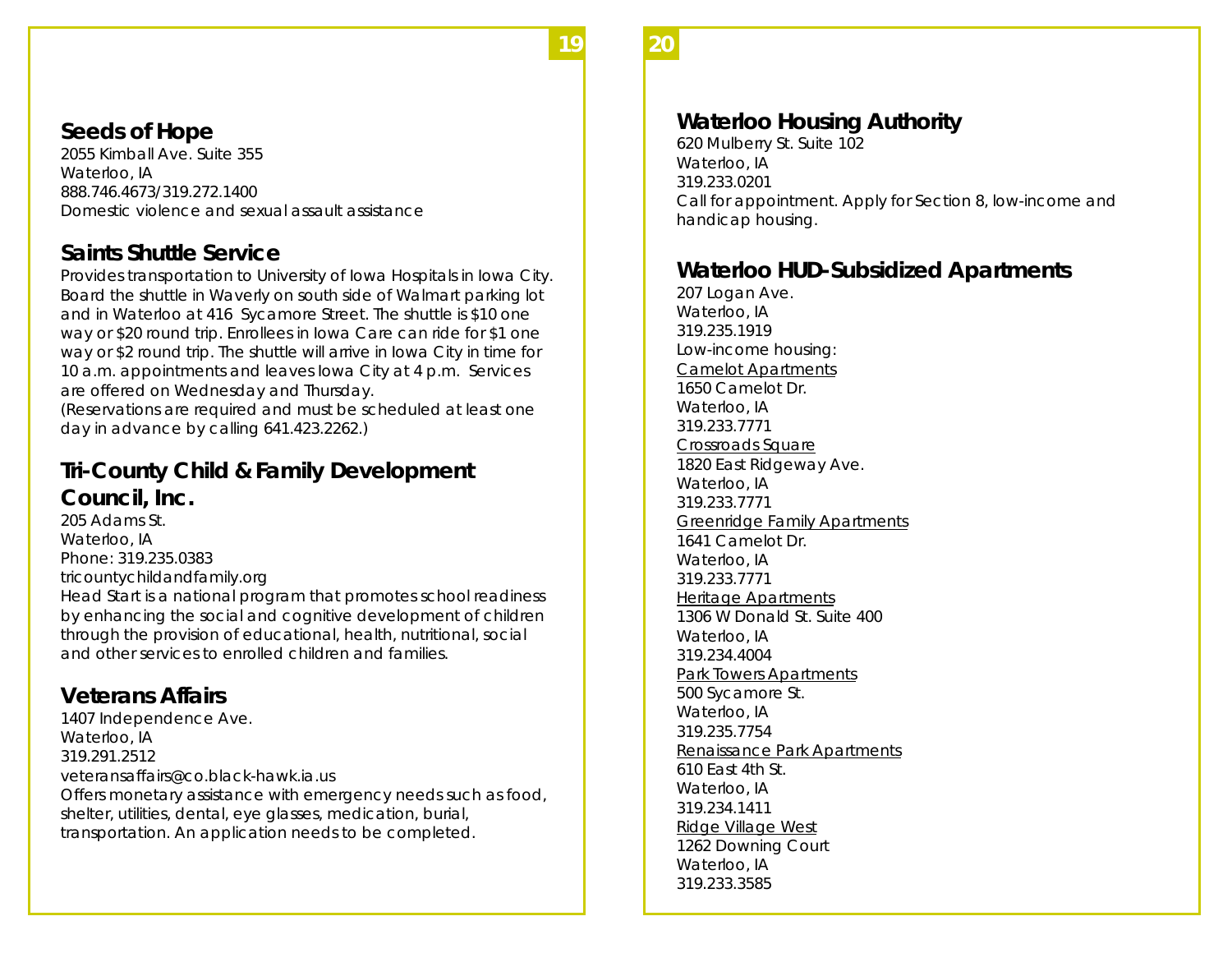## Seeds of Hope

2055 Kimball Ave. Suite 355
Waterloo, IA
888.746.4673/319.272.1400
Domestic violence and sexual assault assistance

## Saints Shuttle Service

Provides transportation to University of Iowa Hospitals in Iowa City. Board the shuttle in Waverly on south side of Walmart parking lot and in Waterloo at 416 Sycamore Street. The shuttle is $10 one way or $20 round trip. Enrollees in Iowa Care can ride for $1 one way or $2 round trip. The shuttle will arrive in Iowa City in time for 10 a.m. appointments and leaves Iowa City at 4 p.m. Services are offered on Wednesday and Thursday.
(Reservations are required and must be scheduled at least one day in advance by calling 641.423.2262.)

## Tri-County Child & Family Development Council, Inc.

205 Adams St.
Waterloo, IA
Phone: 319.235.0383
tricountychildandfamily.org
Head Start is a national program that promotes school readiness by enhancing the social and cognitive development of children through the provision of educational, health, nutritional, social and other services to enrolled children and families.

## Veterans Affairs

1407 Independence Ave.
Waterloo, IA
319.291.2512
veteransaffairs@co.black-hawk.ia.us
Offers monetary assistance with emergency needs such as food, shelter, utilities, dental, eye glasses, medication, burial, transportation. An application needs to be completed.

## Waterloo Housing Authority

620 Mulberry St. Suite 102
Waterloo, IA
319.233.0201
Call for appointment. Apply for Section 8, low-income and handicap housing.

## Waterloo HUD-Subsidized Apartments

207 Logan Ave.
Waterloo, IA
319.235.1919
Low-income housing:

<u>Camelot Apartments</u>
1650 Camelot Dr.
Waterloo, IA
319.233.7771

<u>Crossroads Square</u>
1820 East Ridgeway Ave.
Waterloo, IA
319.233.7771

<u>Greenridge Family Apartments</u>
1641 Camelot Dr.
Waterloo, IA
319.233.7771

<u>Heritage Apartments</u>
1306 W Donald St. Suite 400
Waterloo, IA
319.234.4004

<u>Park Towers Apartments</u>
500 Sycamore St.
Waterloo, IA
319.235.7754

<u>Renaissance Park Apartments</u>
610 East 4th St.
Waterloo, IA
319.234.1411

<u>Ridge Village West</u>
1262 Downing Court
Waterloo, IA
319.233.3585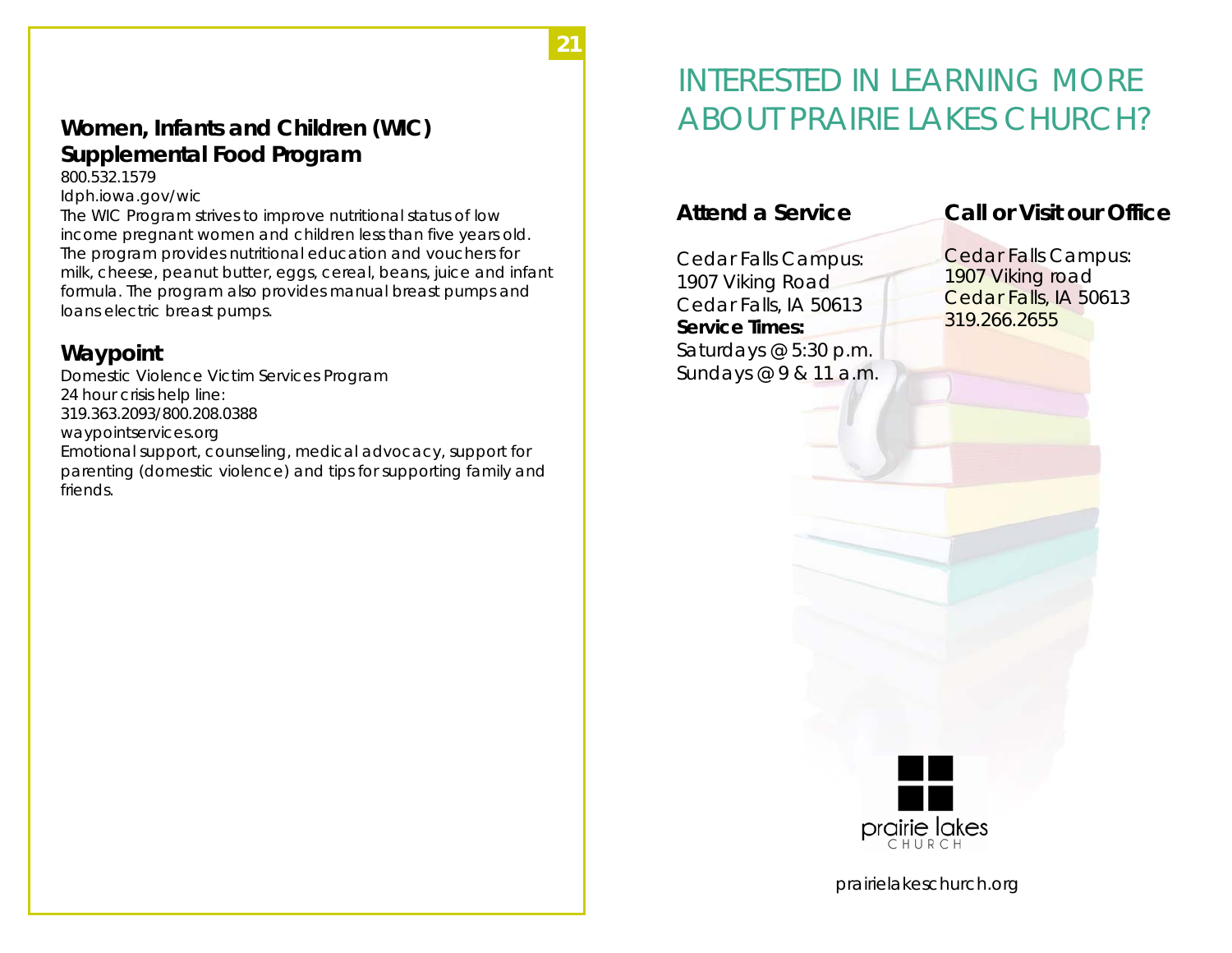## Women, Infants and Children (WIC) Supplemental Food Program

800.532.1579
Idph.iowa.gov/wic
The WIC Program strives to improve nutritional status of low income pregnant women and children less than five years old. The program provides nutritional education and vouchers for milk, cheese, peanut butter, eggs, cereal, beans, juice and infant formula. The program also provides manual breast pumps and loans electric breast pumps.

## Waypoint

Domestic Violence Victim Services Program
24 hour crisis help line:
319.363.2093/800.208.0388
waypointservices.org
Emotional support, counseling, medical advocacy, support for parenting (domestic violence) and tips for supporting family and friends.

# INTERESTED IN LEARNING MORE ABOUT PRAIRIE LAKES CHURCH?

### Attend a Service

Cedar Falls Campus:
1907 Viking Road
Cedar Falls, IA 50613
**Service Times:**
Saturdays @ 5:30 p.m.
Sundays @ 9 & 11 a.m.

### Call or Visit our Office

Cedar Falls Campus:
1907 Viking road
Cedar Falls, IA 50613
319.266.2655

prairie lakes CHURCH

prairielakeschurch.org